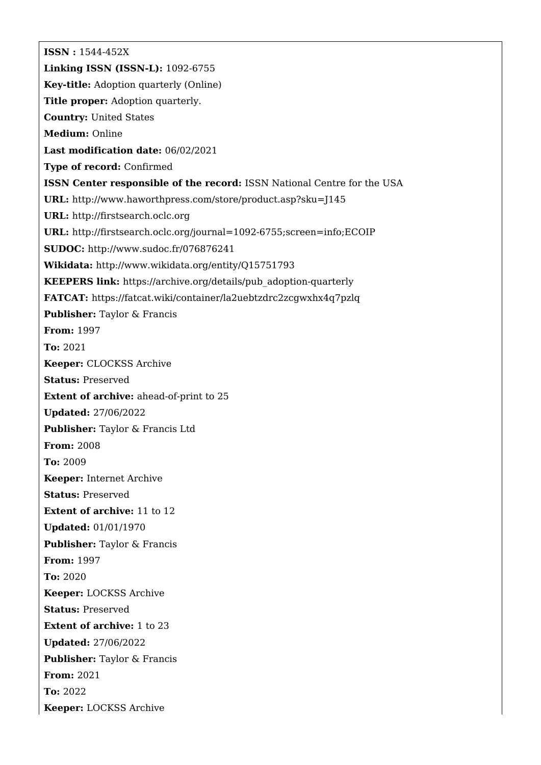**ISSN :** 1544-452X

**Linking ISSN (ISSN-L):** 1092-6755

**Key-title:** Adoption quarterly (Online)

**Title proper:** Adoption quarterly.

**Country:** United States

**Medium:** Online

**Last modification date:** 06/02/2021

**Type of record:** Confirmed

**ISSN Center responsible of the record:** ISSN National Centre for the USA

**URL:** http://www.haworthpress.com/store/product.asp?sku=J145

**URL:** http://firstsearch.oclc.org

**URL:** http://firstsearch.oclc.org/journal=1092-6755;screen=info;ECOIP

**SUDOC:** http://www.sudoc.fr/076876241

**Wikidata:** http://www.wikidata.org/entity/Q15751793

**KEEPERS link:** https://archive.org/details/pub_adoption-quarterly

**FATCAT:** https://fatcat.wiki/container/la2uebtzdrc2zcgwxhx4q7pzlq

**Publisher:** Taylor & Francis

**From:** 1997

**To:** 2021

**Keeper:** CLOCKSS Archive

**Status:** Preserved

**Extent of archive:** ahead-of-print to 25

**Updated:** 27/06/2022

**Publisher:** Taylor & Francis Ltd

**From:** 2008

**To:** 2009

**Keeper:** Internet Archive

**Status:** Preserved

**Extent of archive:** 11 to 12

**Updated:** 01/01/1970

**Publisher:** Taylor & Francis

**From:** 1997

**To:** 2020

**Keeper:** LOCKSS Archive

**Status:** Preserved

**Extent of archive:** 1 to 23

**Updated:** 27/06/2022

**Publisher:** Taylor & Francis

**From:** 2021

**To:** 2022

**Keeper:** LOCKSS Archive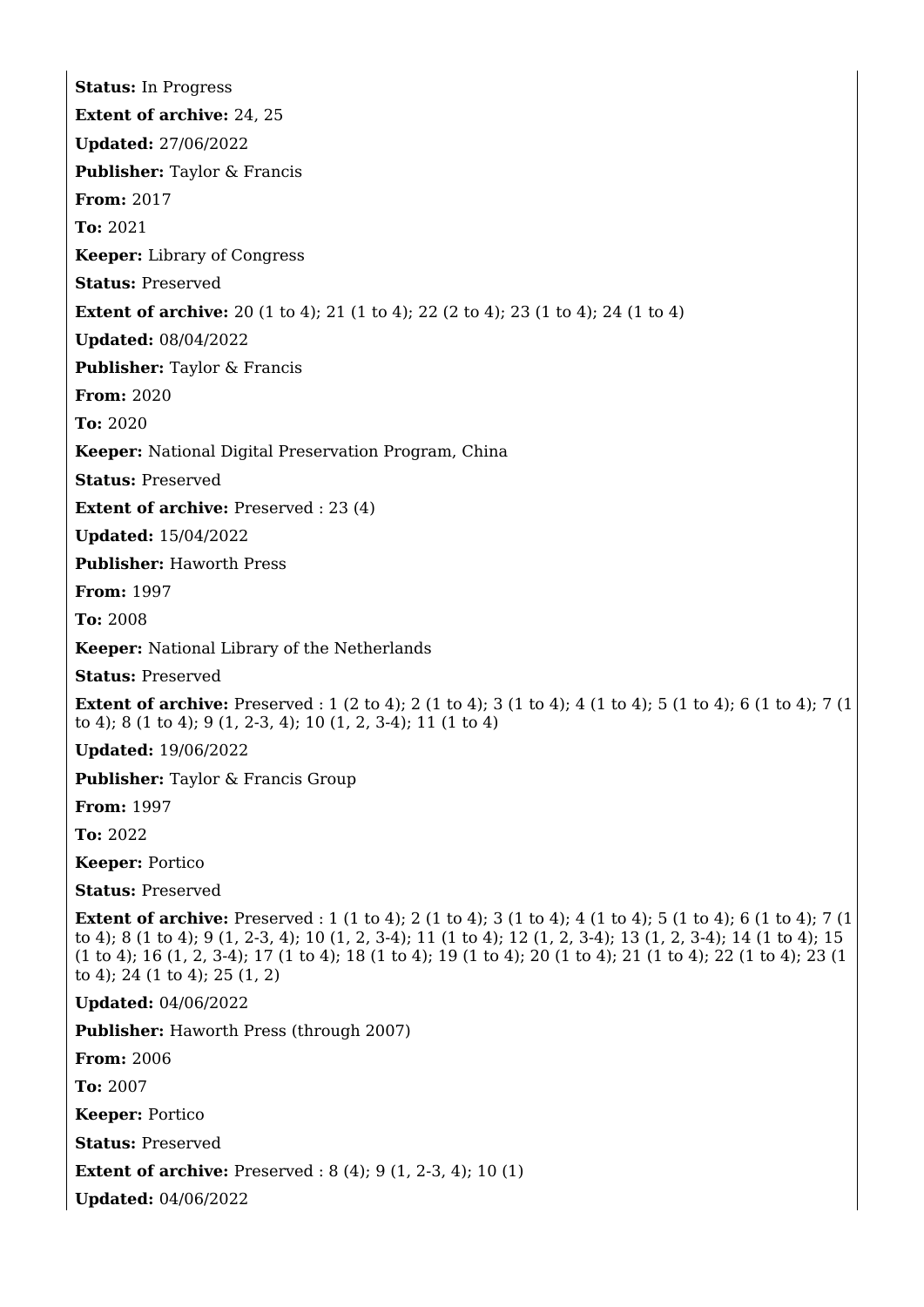**Status:** In Progress

**Extent of archive:** 24, 25

**Updated:** 27/06/2022

**Publisher:** Taylor & Francis

**From:** 2017

**To:** 2021

**Keeper:** Library of Congress

**Status:** Preserved

**Extent of archive:** 20 (1 to 4); 21 (1 to 4); 22 (2 to 4); 23 (1 to 4); 24 (1 to 4)

**Updated:** 08/04/2022

**Publisher:** Taylor & Francis

**From:** 2020

**To:** 2020

**Keeper:** National Digital Preservation Program, China

**Status:** Preserved

**Extent of archive:** Preserved : 23 (4)

**Updated:** 15/04/2022

**Publisher:** Haworth Press

**From:** 1997

**To:** 2008

**Keeper:** National Library of the Netherlands

**Status:** Preserved

**Extent of archive:** Preserved : 1 (2 to 4); 2 (1 to 4); 3 (1 to 4); 4 (1 to 4); 5 (1 to 4); 6 (1 to 4); 7 (1 to 4); 8 (1 to 4); 9 (1, 2-3, 4); 10 (1, 2, 3-4); 11 (1 to 4)

**Updated:** 19/06/2022

**Publisher:** Taylor & Francis Group

**From:** 1997

**To:** 2022

**Keeper:** Portico

**Status:** Preserved

**Extent of archive:** Preserved : 1 (1 to 4); 2 (1 to 4); 3 (1 to 4); 4 (1 to 4); 5 (1 to 4); 6 (1 to 4); 7 (1 to 4); 8 (1 to 4); 9 (1, 2-3, 4); 10 (1, 2, 3-4); 11 (1 to 4); 12 (1, 2, 3-4); 13 (1, 2, 3-4); 14 (1 to 4); 15 (1 to 4); 16 (1, 2, 3-4); 17 (1 to 4); 18 (1 to 4); 19 (1 to 4); 20 (1 to 4); 21 (1 to 4); 22 (1 to 4); 23 (1 to 4); 24 (1 to 4); 25 (1, 2)

**Updated:** 04/06/2022

**Publisher:** Haworth Press (through 2007)

**From:** 2006

**To:** 2007

**Keeper:** Portico

**Status:** Preserved

**Extent of archive:** Preserved : 8 (4); 9 (1, 2-3, 4); 10 (1)

**Updated:** 04/06/2022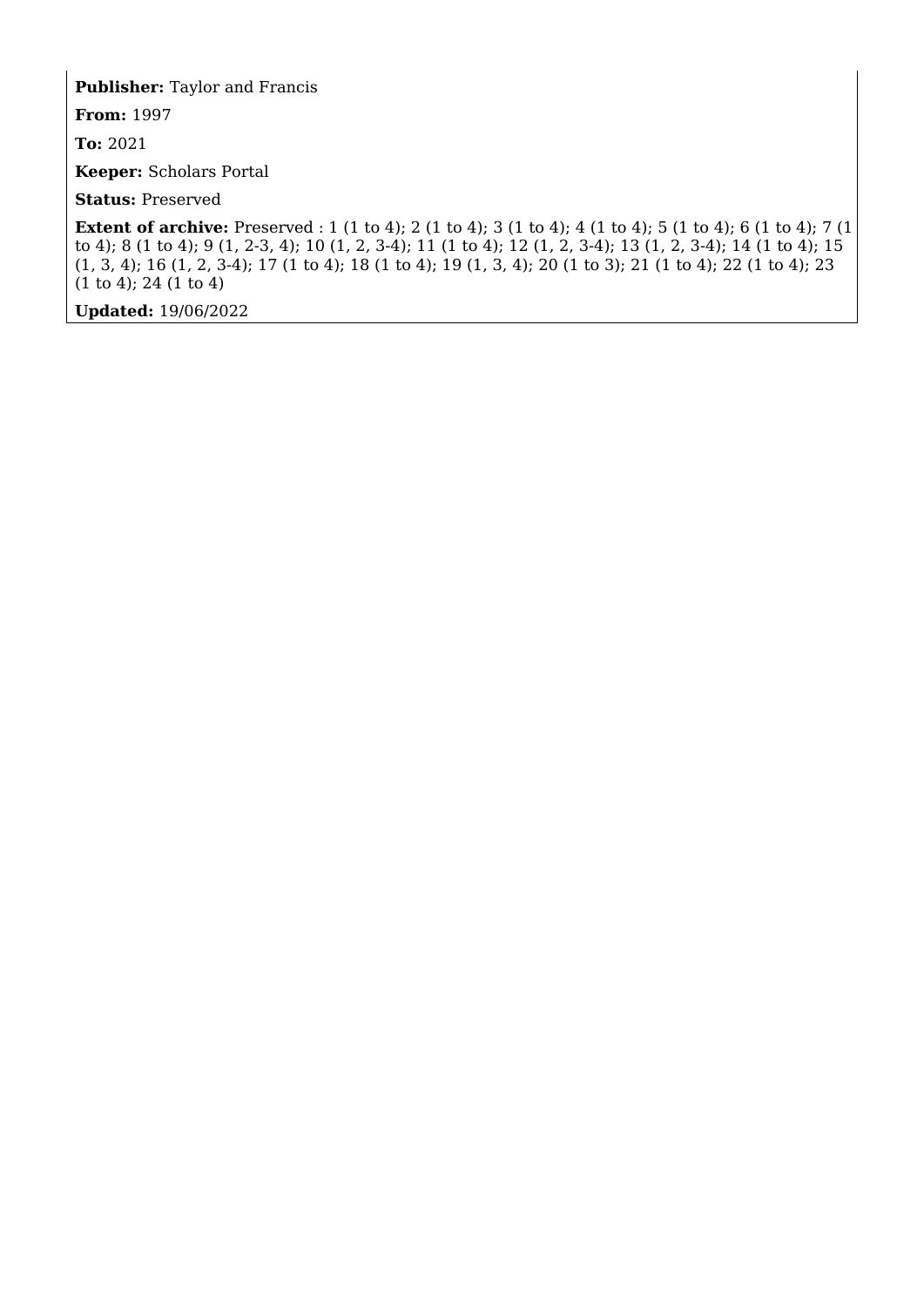**Publisher:** Taylor and Francis

**From:** 1997

**To:** 2021

**Keeper:** Scholars Portal

**Status:** Preserved

**Extent of archive:** Preserved : 1 (1 to 4); 2 (1 to 4); 3 (1 to 4); 4 (1 to 4); 5 (1 to 4); 6 (1 to 4); 7 (1 to 4); 8 (1 to 4); 9 (1, 2-3, 4); 10 (1, 2, 3-4); 11 (1 to 4); 12 (1, 2, 3-4); 13 (1, 2, 3-4); 14 (1 to 4); 15 (1, 3, 4); 16 (1, 2, 3-4); 17 (1 to 4); 18 (1 to 4); 19 (1, 3, 4); 20 (1 to 3); 21 (1 to 4); 22 (1 to 4); 23 (1 to 4); 24 (1 to 4)

**Updated:** 19/06/2022